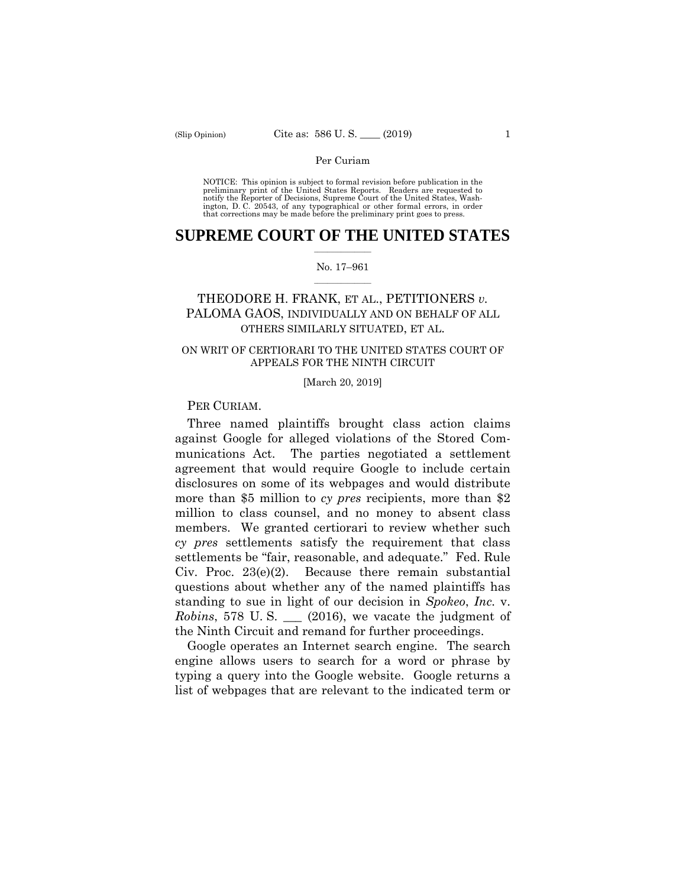Per Curiam

NOTICE: This opinion is subject to formal revision before publication in the preliminary print of the United States Reports. Readers are requested to notify the Reporter of Decisions, Supreme Court of the United States, Washington, D. C. 20543, of any typographical or other formal errors, in order that corrections may be made before the preliminary print goes to press.

# SUPREME COURT OF THE UNITED STATES

No. 17–961

THEODORE H. FRANK, ET AL., PETITIONERS *v.* PALOMA GAOS, INDIVIDUALLY AND ON BEHALF OF ALL OTHERS SIMILARLY SITUATED, ET AL.

ON WRIT OF CERTIORARI TO THE UNITED STATES COURT OF APPEALS FOR THE NINTH CIRCUIT

[March 20, 2019]

PER CURIAM.

Three named plaintiffs brought class action claims against Google for alleged violations of the Stored Communications Act. The parties negotiated a settlement agreement that would require Google to include certain disclosures on some of its webpages and would distribute more than $5 million to *cy pres* recipients, more than $2 million to class counsel, and no money to absent class members. We granted certiorari to review whether such *cy pres* settlements satisfy the requirement that class settlements be "fair, reasonable, and adequate." Fed. Rule Civ. Proc. 23(e)(2). Because there remain substantial questions about whether any of the named plaintiffs has standing to sue in light of our decision in *Spokeo*, *Inc.* v. *Robins*, 578 U. S. ___ (2016), we vacate the judgment of the Ninth Circuit and remand for further proceedings.

Google operates an Internet search engine. The search engine allows users to search for a word or phrase by typing a query into the Google website. Google returns a list of webpages that are relevant to the indicated term or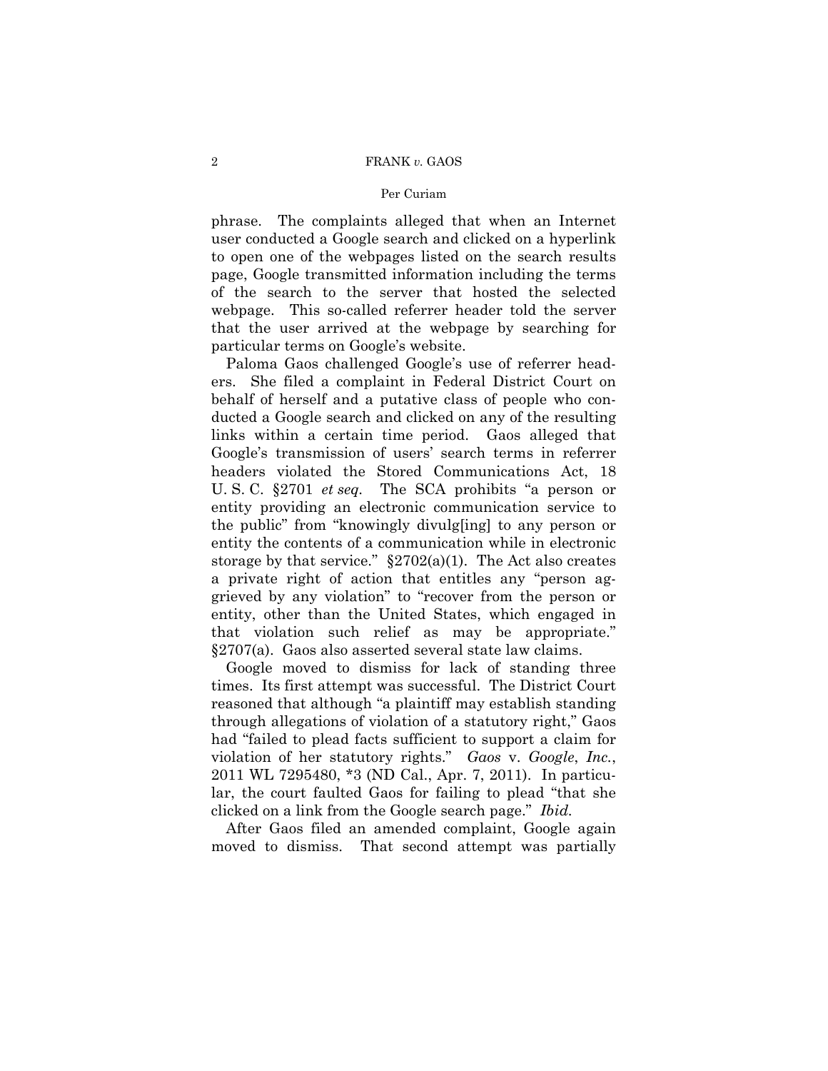phrase. The complaints alleged that when an Internet user conducted a Google search and clicked on a hyperlink to open one of the webpages listed on the search results page, Google transmitted information including the terms of the search to the server that hosted the selected webpage. This so-called referrer header told the server that the user arrived at the webpage by searching for particular terms on Google's website.

Paloma Gaos challenged Google's use of referrer headers. She filed a complaint in Federal District Court on behalf of herself and a putative class of people who conducted a Google search and clicked on any of the resulting links within a certain time period. Gaos alleged that Google's transmission of users' search terms in referrer headers violated the Stored Communications Act, 18 U. S. C. §2701 *et seq.* The SCA prohibits "a person or entity providing an electronic communication service to the public" from "knowingly divulg[ing] to any person or entity the contents of a communication while in electronic storage by that service." §2702(a)(1). The Act also creates a private right of action that entitles any "person aggrieved by any violation" to "recover from the person or entity, other than the United States, which engaged in that violation such relief as may be appropriate." §2707(a). Gaos also asserted several state law claims.

Google moved to dismiss for lack of standing three times. Its first attempt was successful. The District Court reasoned that although "a plaintiff may establish standing through allegations of violation of a statutory right," Gaos had "failed to plead facts sufficient to support a claim for violation of her statutory rights." *Gaos* v. *Google*, *Inc.*, 2011 WL 7295480, \*3 (ND Cal., Apr. 7, 2011). In particular, the court faulted Gaos for failing to plead "that she clicked on a link from the Google search page." *Ibid.*

After Gaos filed an amended complaint, Google again moved to dismiss. That second attempt was partially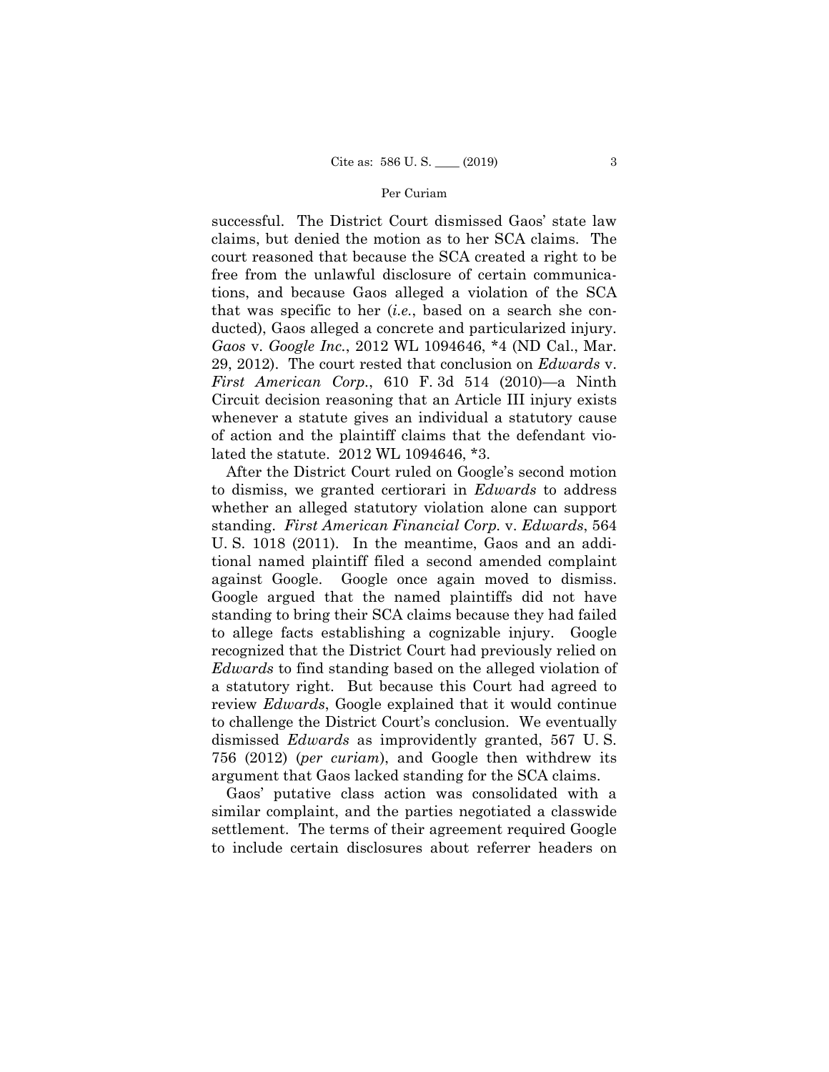successful. The District Court dismissed Gaos' state law claims, but denied the motion as to her SCA claims. The court reasoned that because the SCA created a right to be free from the unlawful disclosure of certain communications, and because Gaos alleged a violation of the SCA that was specific to her (*i.e.*, based on a search she conducted), Gaos alleged a concrete and particularized injury. *Gaos* v. *Google Inc.*, 2012 WL 1094646, \*4 (ND Cal., Mar. 29, 2012). The court rested that conclusion on *Edwards* v. *First American Corp.*, 610 F. 3d 514 (2010)—a Ninth Circuit decision reasoning that an Article III injury exists whenever a statute gives an individual a statutory cause of action and the plaintiff claims that the defendant violated the statute. 2012 WL 1094646, \*3.

After the District Court ruled on Google's second motion to dismiss, we granted certiorari in *Edwards* to address whether an alleged statutory violation alone can support standing. *First American Financial Corp.* v. *Edwards*, 564 U. S. 1018 (2011). In the meantime, Gaos and an additional named plaintiff filed a second amended complaint against Google. Google once again moved to dismiss. Google argued that the named plaintiffs did not have standing to bring their SCA claims because they had failed to allege facts establishing a cognizable injury. Google recognized that the District Court had previously relied on *Edwards* to find standing based on the alleged violation of a statutory right. But because this Court had agreed to review *Edwards*, Google explained that it would continue to challenge the District Court's conclusion. We eventually dismissed *Edwards* as improvidently granted, 567 U. S. 756 (2012) (*per curiam*), and Google then withdrew its argument that Gaos lacked standing for the SCA claims.

Gaos' putative class action was consolidated with a similar complaint, and the parties negotiated a classwide settlement. The terms of their agreement required Google to include certain disclosures about referrer headers on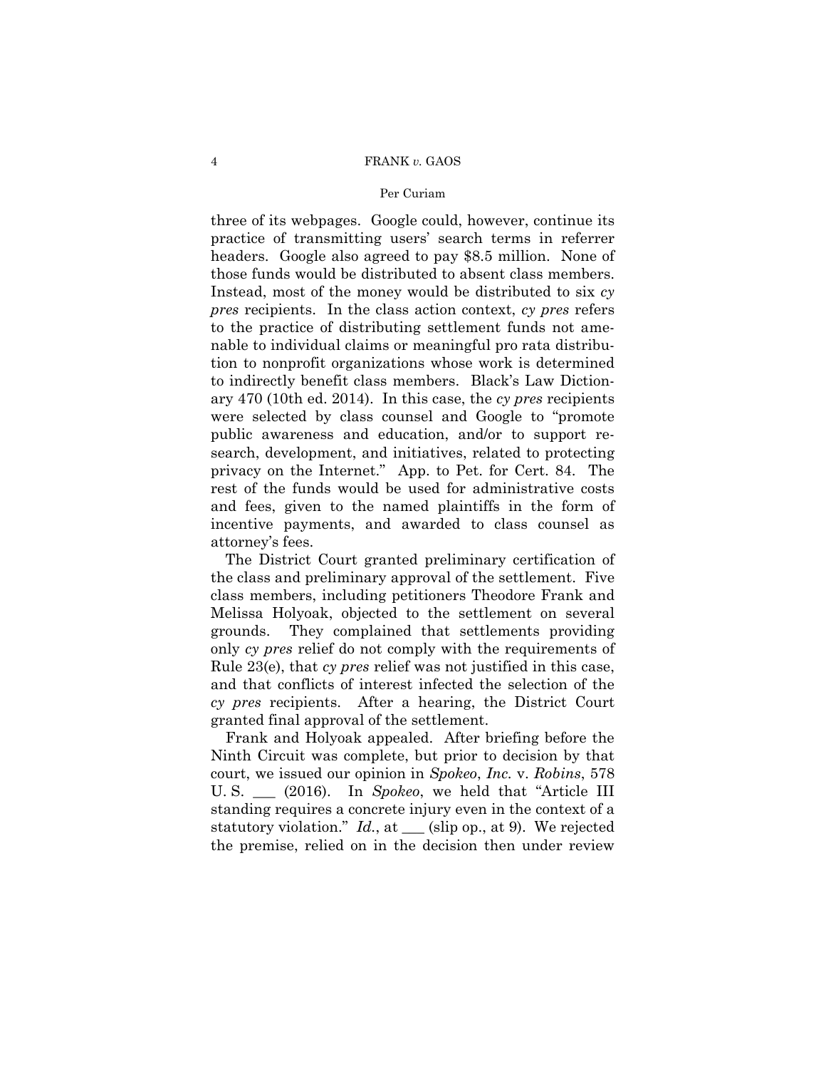three of its webpages. Google could, however, continue its practice of transmitting users' search terms in referrer headers. Google also agreed to pay $8.5 million. None of those funds would be distributed to absent class members. Instead, most of the money would be distributed to six *cy pres* recipients. In the class action context, *cy pres* refers to the practice of distributing settlement funds not amenable to individual claims or meaningful pro rata distribution to nonprofit organizations whose work is determined to indirectly benefit class members. Black's Law Dictionary 470 (10th ed. 2014). In this case, the *cy pres* recipients were selected by class counsel and Google to "promote public awareness and education, and/or to support research, development, and initiatives, related to protecting privacy on the Internet." App. to Pet. for Cert. 84. The rest of the funds would be used for administrative costs and fees, given to the named plaintiffs in the form of incentive payments, and awarded to class counsel as attorney's fees.

The District Court granted preliminary certification of the class and preliminary approval of the settlement. Five class members, including petitioners Theodore Frank and Melissa Holyoak, objected to the settlement on several grounds. They complained that settlements providing only *cy pres* relief do not comply with the requirements of Rule 23(e), that *cy pres* relief was not justified in this case, and that conflicts of interest infected the selection of the *cy pres* recipients. After a hearing, the District Court granted final approval of the settlement.

Frank and Holyoak appealed. After briefing before the Ninth Circuit was complete, but prior to decision by that court, we issued our opinion in *Spokeo*, *Inc.* v. *Robins*, 578 U. S. ___ (2016). In *Spokeo*, we held that "Article III standing requires a concrete injury even in the context of a statutory violation." *Id.*, at ___ (slip op., at 9). We rejected the premise, relied on in the decision then under review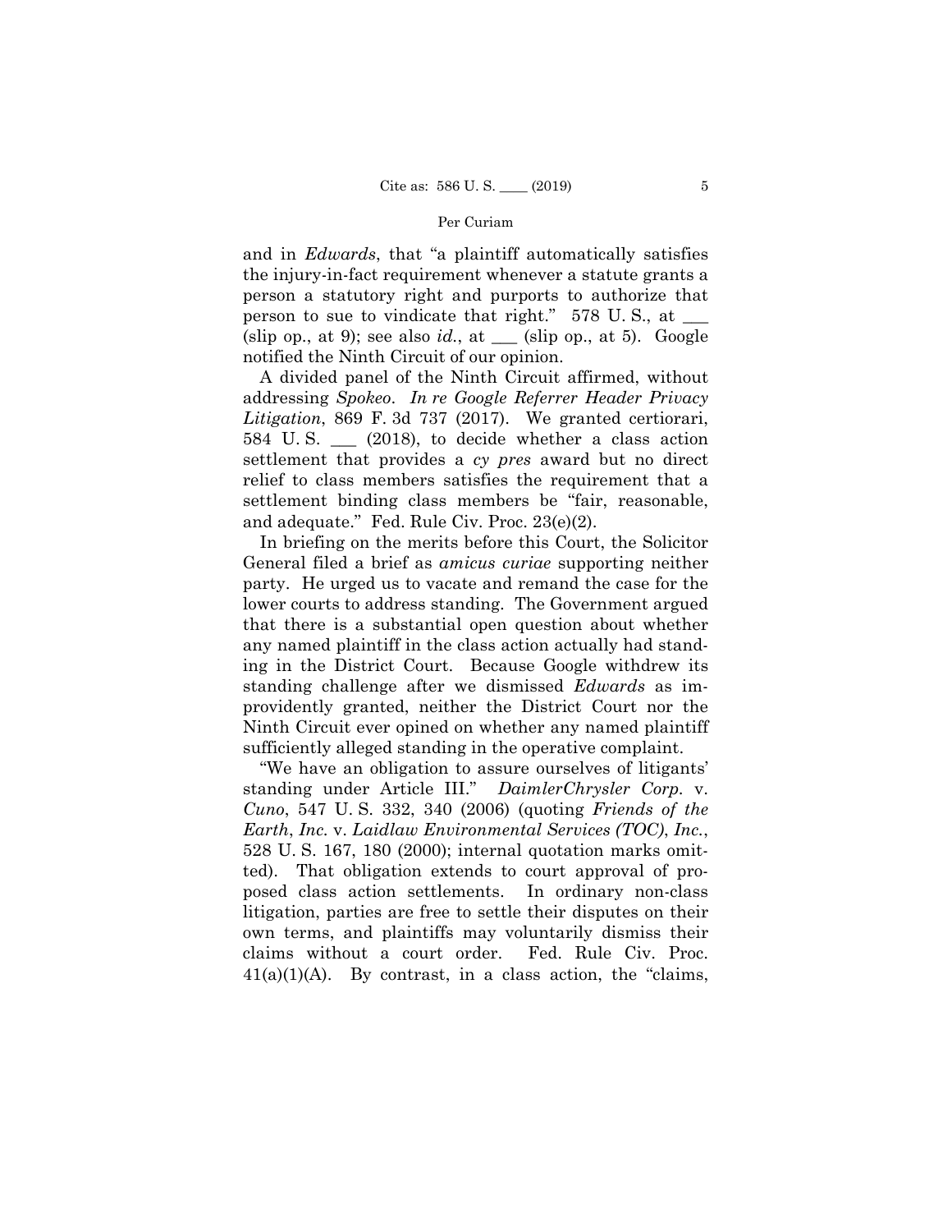and in *Edwards*, that "a plaintiff automatically satisfies the injury-in-fact requirement whenever a statute grants a person a statutory right and purports to authorize that person to sue to vindicate that right." 578 U. S., at \_\_\_ (slip op., at 9); see also *id.*, at \_\_\_ (slip op., at 5). Google notified the Ninth Circuit of our opinion.

A divided panel of the Ninth Circuit affirmed, without addressing *Spokeo*. *In re Google Referrer Header Privacy Litigation*, 869 F. 3d 737 (2017). We granted certiorari, 584 U. S. \_\_\_ (2018), to decide whether a class action settlement that provides a *cy pres* award but no direct relief to class members satisfies the requirement that a settlement binding class members be "fair, reasonable, and adequate." Fed. Rule Civ. Proc. 23(e)(2).

In briefing on the merits before this Court, the Solicitor General filed a brief as *amicus curiae* supporting neither party. He urged us to vacate and remand the case for the lower courts to address standing. The Government argued that there is a substantial open question about whether any named plaintiff in the class action actually had standing in the District Court. Because Google withdrew its standing challenge after we dismissed *Edwards* as improvidently granted, neither the District Court nor the Ninth Circuit ever opined on whether any named plaintiff sufficiently alleged standing in the operative complaint.

"We have an obligation to assure ourselves of litigants' standing under Article III." *DaimlerChrysler Corp.* v. *Cuno*, 547 U. S. 332, 340 (2006) (quoting *Friends of the Earth*, *Inc.* v. *Laidlaw Environmental Services (TOC)*, *Inc.*, 528 U. S. 167, 180 (2000); internal quotation marks omitted). That obligation extends to court approval of proposed class action settlements. In ordinary non-class litigation, parties are free to settle their disputes on their own terms, and plaintiffs may voluntarily dismiss their claims without a court order. Fed. Rule Civ. Proc. 41(a)(1)(A). By contrast, in a class action, the "claims,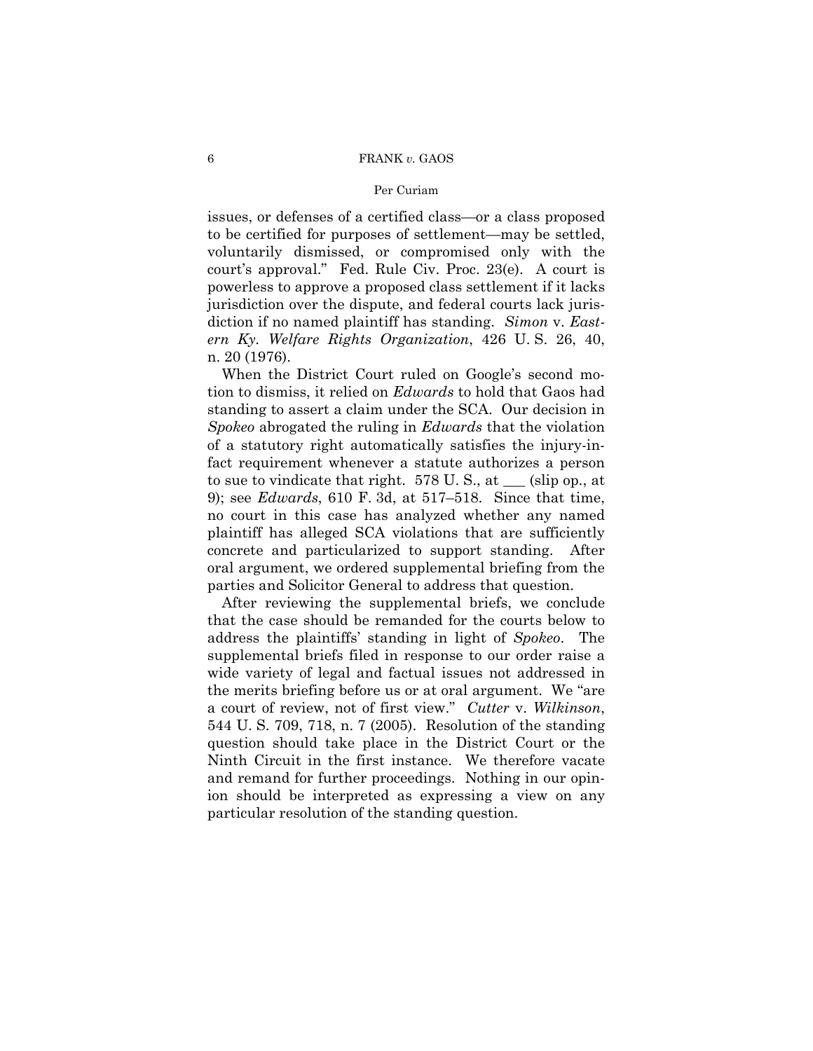issues, or defenses of a certified class—or a class proposed to be certified for purposes of settlement—may be settled, voluntarily dismissed, or compromised only with the court's approval." Fed. Rule Civ. Proc. 23(e). A court is powerless to approve a proposed class settlement if it lacks jurisdiction over the dispute, and federal courts lack jurisdiction if no named plaintiff has standing. *Simon* v. *Eastern Ky. Welfare Rights Organization*, 426 U. S. 26, 40, n. 20 (1976).

When the District Court ruled on Google's second motion to dismiss, it relied on *Edwards* to hold that Gaos had standing to assert a claim under the SCA. Our decision in *Spokeo* abrogated the ruling in *Edwards* that the violation of a statutory right automatically satisfies the injury-in-fact requirement whenever a statute authorizes a person to sue to vindicate that right. 578 U. S., at ___ (slip op., at 9); see *Edwards*, 610 F. 3d, at 517–518. Since that time, no court in this case has analyzed whether any named plaintiff has alleged SCA violations that are sufficiently concrete and particularized to support standing. After oral argument, we ordered supplemental briefing from the parties and Solicitor General to address that question.

After reviewing the supplemental briefs, we conclude that the case should be remanded for the courts below to address the plaintiffs' standing in light of *Spokeo*. The supplemental briefs filed in response to our order raise a wide variety of legal and factual issues not addressed in the merits briefing before us or at oral argument. We "are a court of review, not of first view." *Cutter* v. *Wilkinson*, 544 U. S. 709, 718, n. 7 (2005). Resolution of the standing question should take place in the District Court or the Ninth Circuit in the first instance. We therefore vacate and remand for further proceedings. Nothing in our opinion should be interpreted as expressing a view on any particular resolution of the standing question.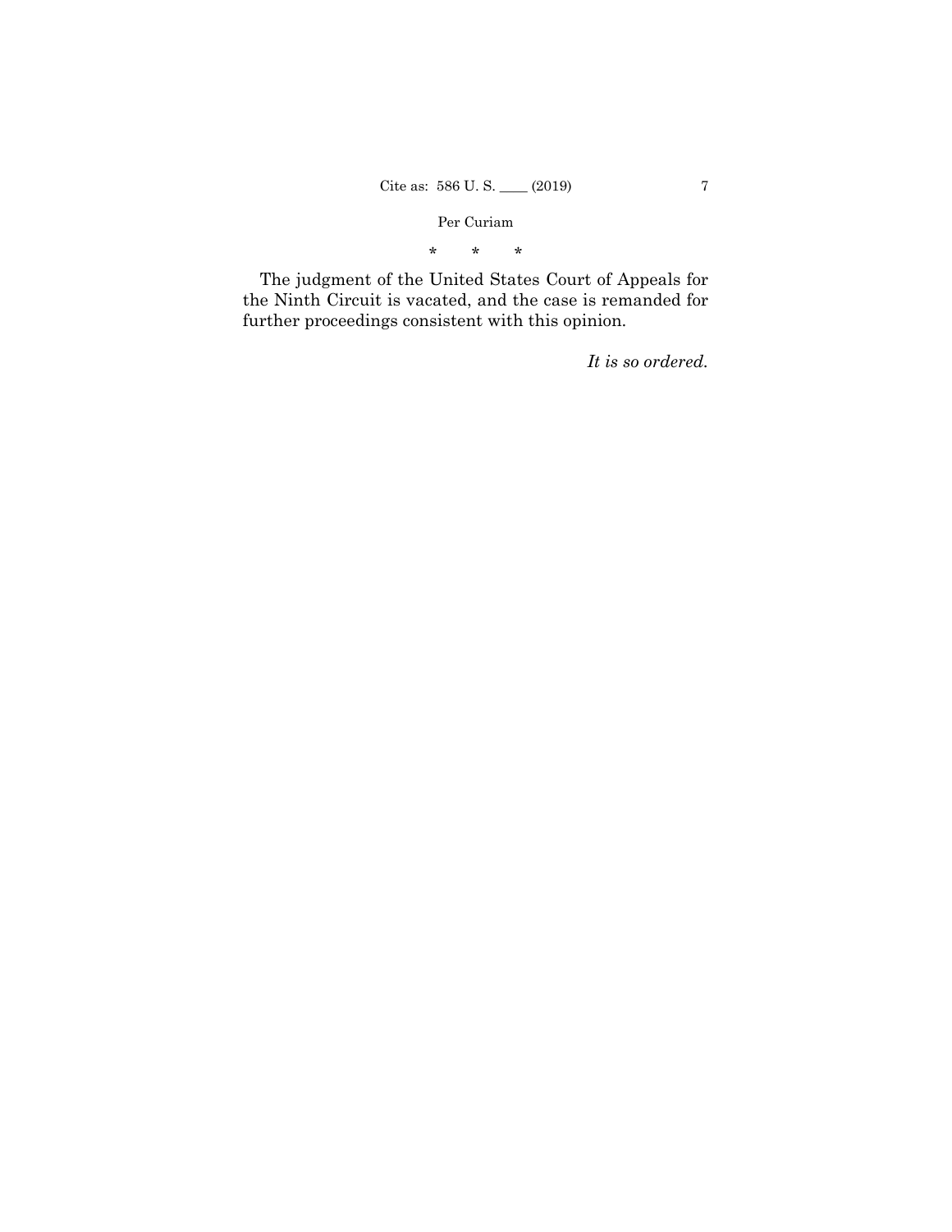\*    \*    \*

The judgment of the United States Court of Appeals for the Ninth Circuit is vacated, and the case is remanded for further proceedings consistent with this opinion.

*It is so ordered.*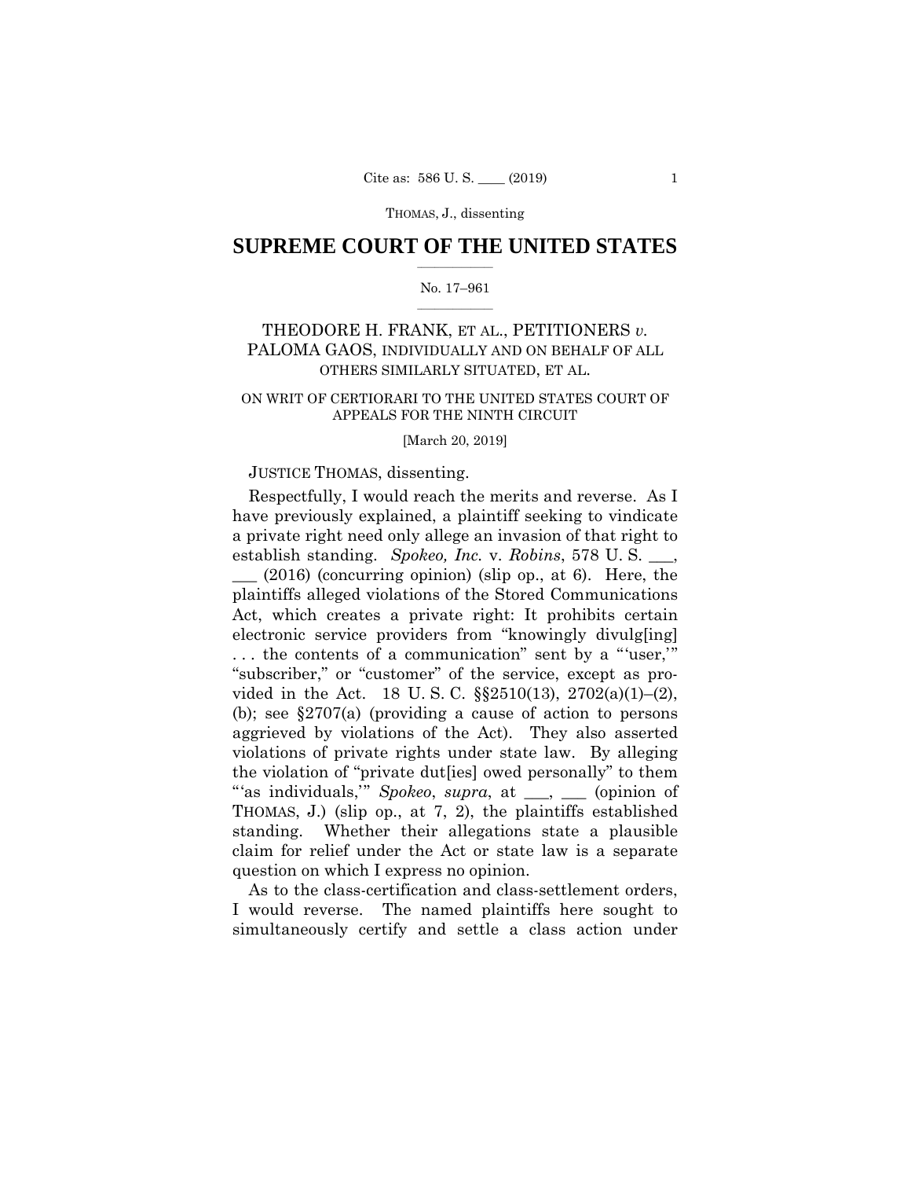SUPREME COURT OF THE UNITED STATES

No. 17–961

THEODORE H. FRANK, ET AL., PETITIONERS *v.* PALOMA GAOS, INDIVIDUALLY AND ON BEHALF OF ALL OTHERS SIMILARLY SITUATED, ET AL.

ON WRIT OF CERTIORARI TO THE UNITED STATES COURT OF APPEALS FOR THE NINTH CIRCUIT

[March 20, 2019]

JUSTICE THOMAS, dissenting.

Respectfully, I would reach the merits and reverse. As I have previously explained, a plaintiff seeking to vindicate a private right need only allege an invasion of that right to establish standing. *Spokeo, Inc.* v. *Robins*, 578 U. S. ___, ___ (2016) (concurring opinion) (slip op., at 6). Here, the plaintiffs alleged violations of the Stored Communications Act, which creates a private right: It prohibits certain electronic service providers from "knowingly divulg[ing] . . . the contents of a communication" sent by a "'user,'" "subscriber," or "customer" of the service, except as provided in the Act. 18 U. S. C. §§2510(13), 2702(a)(1)–(2), (b); see §2707(a) (providing a cause of action to persons aggrieved by violations of the Act). They also asserted violations of private rights under state law. By alleging the violation of "private dut[ies] owed personally" to them "'as individuals,'" *Spokeo*, *supra*, at ___, ___ (opinion of THOMAS, J.) (slip op., at 7, 2), the plaintiffs established standing. Whether their allegations state a plausible claim for relief under the Act or state law is a separate question on which I express no opinion.

As to the class-certification and class-settlement orders, I would reverse. The named plaintiffs here sought to simultaneously certify and settle a class action under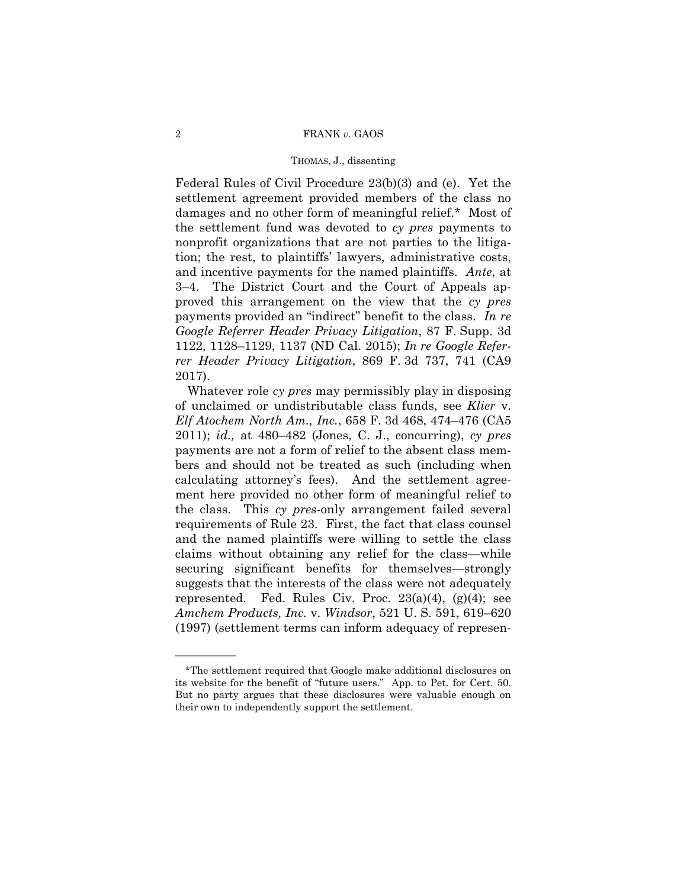Federal Rules of Civil Procedure 23(b)(3) and (e). Yet the settlement agreement provided members of the class no damages and no other form of meaningful relief.* Most of the settlement fund was devoted to *cy pres* payments to nonprofit organizations that are not parties to the litigation; the rest, to plaintiffs' lawyers, administrative costs, and incentive payments for the named plaintiffs. *Ante*, at 3–4. The District Court and the Court of Appeals approved this arrangement on the view that the *cy pres* payments provided an "indirect" benefit to the class. *In re Google Referrer Header Privacy Litigation*, 87 F. Supp. 3d 1122, 1128–1129, 1137 (ND Cal. 2015); *In re Google Referrer Header Privacy Litigation*, 869 F. 3d 737, 741 (CA9 2017).

Whatever role *cy pres* may permissibly play in disposing of unclaimed or undistributable class funds, see *Klier* v. *Elf Atochem North Am., Inc.*, 658 F. 3d 468, 474–476 (CA5 2011); *id.,* at 480–482 (Jones, C. J., concurring), *cy pres* payments are not a form of relief to the absent class members and should not be treated as such (including when calculating attorney's fees). And the settlement agreement here provided no other form of meaningful relief to the class. This *cy pres*-only arrangement failed several requirements of Rule 23. First, the fact that class counsel and the named plaintiffs were willing to settle the class claims without obtaining any relief for the class—while securing significant benefits for themselves—strongly suggests that the interests of the class were not adequately represented. Fed. Rules Civ. Proc. 23(a)(4), (g)(4); see *Amchem Products, Inc.* v. *Windsor*, 521 U. S. 591, 619–620 (1997) (settlement terms can inform adequacy of represen-

---

*The settlement required that Google make additional disclosures on its website for the benefit of "future users." App. to Pet. for Cert. 50. But no party argues that these disclosures were valuable enough on their own to independently support the settlement.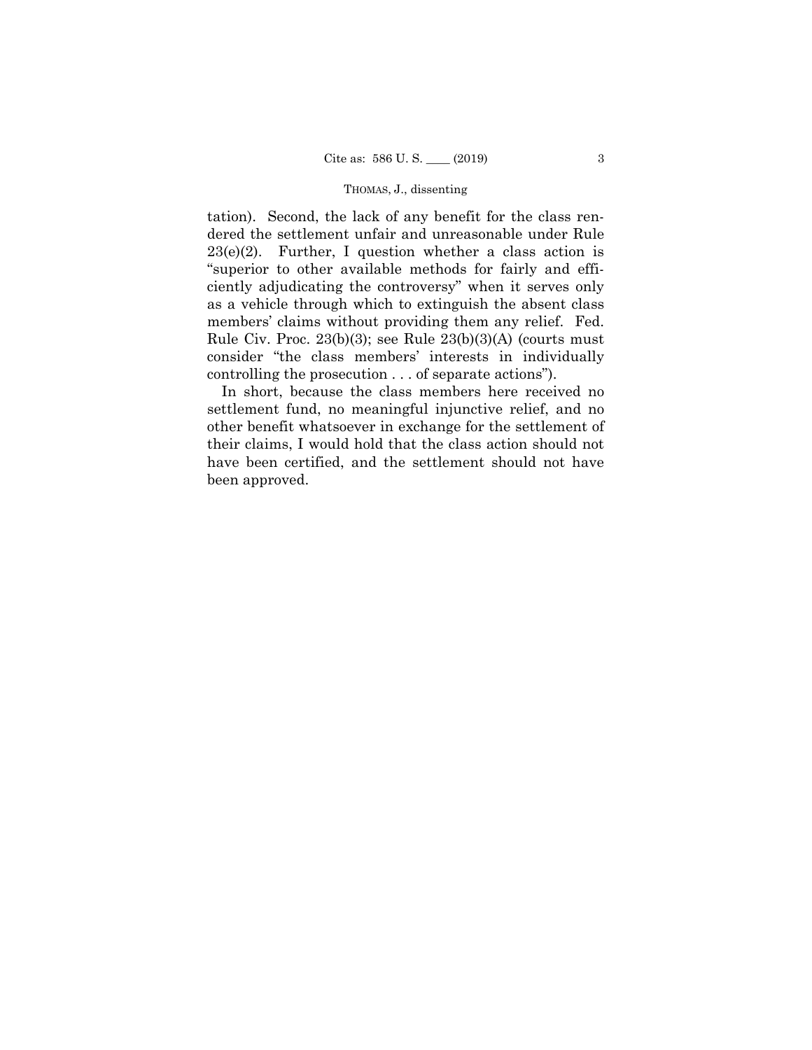tation). Second, the lack of any benefit for the class rendered the settlement unfair and unreasonable under Rule 23(e)(2). Further, I question whether a class action is "superior to other available methods for fairly and efficiently adjudicating the controversy" when it serves only as a vehicle through which to extinguish the absent class members' claims without providing them any relief. Fed. Rule Civ. Proc. 23(b)(3); see Rule 23(b)(3)(A) (courts must consider "the class members' interests in individually controlling the prosecution . . . of separate actions").

In short, because the class members here received no settlement fund, no meaningful injunctive relief, and no other benefit whatsoever in exchange for the settlement of their claims, I would hold that the class action should not have been certified, and the settlement should not have been approved.